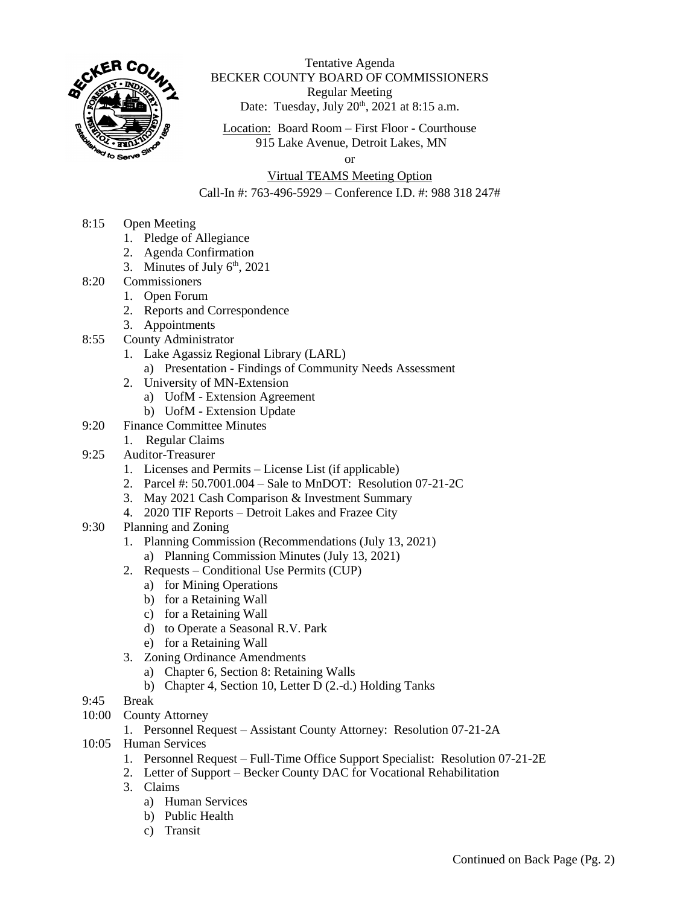Tentative Agenda

BECKER COUNTY BOARD OF COMMISSIONERS

Regular Meeting

Date: Tuesday, July 20th, 2021 at 8:15 a.m.

Location: Board Room – First Floor - Courthouse
915 Lake Avenue, Detroit Lakes, MN

or

Virtual TEAMS Meeting Option

Call-In #: 763-496-5929 – Conference I.D. #: 988 318 247#

- 8:15 Open Meeting
  1. Pledge of Allegiance
  2. Agenda Confirmation
  3. Minutes of July 6th, 2021
- 8:20 Commissioners
  1. Open Forum
  2. Reports and Correspondence
  3. Appointments
- 8:55 County Administrator
  1. Lake Agassiz Regional Library (LARL)
     a) Presentation - Findings of Community Needs Assessment
  2. University of MN-Extension
     a) UofM - Extension Agreement
     b) UofM - Extension Update
- 9:20 Finance Committee Minutes
  1. Regular Claims
- 9:25 Auditor-Treasurer
  1. Licenses and Permits – License List (if applicable)
  2. Parcel #: 50.7001.004 – Sale to MnDOT: Resolution 07-21-2C
  3. May 2021 Cash Comparison & Investment Summary
  4. 2020 TIF Reports – Detroit Lakes and Frazee City
- 9:30 Planning and Zoning
  1. Planning Commission (Recommendations (July 13, 2021)
     a) Planning Commission Minutes (July 13, 2021)
  2. Requests – Conditional Use Permits (CUP)
     a) for Mining Operations
     b) for a Retaining Wall
     c) for a Retaining Wall
     d) to Operate a Seasonal R.V. Park
     e) for a Retaining Wall
  3. Zoning Ordinance Amendments
     a) Chapter 6, Section 8: Retaining Walls
     b) Chapter 4, Section 10, Letter D (2.-d.) Holding Tanks
- 9:45 Break
- 10:00 County Attorney
  1. Personnel Request – Assistant County Attorney: Resolution 07-21-2A
- 10:05 Human Services
  1. Personnel Request – Full-Time Office Support Specialist: Resolution 07-21-2E
  2. Letter of Support – Becker County DAC for Vocational Rehabilitation
  3. Claims
     a) Human Services
     b) Public Health
     c) Transit

Continued on Back Page (Pg. 2)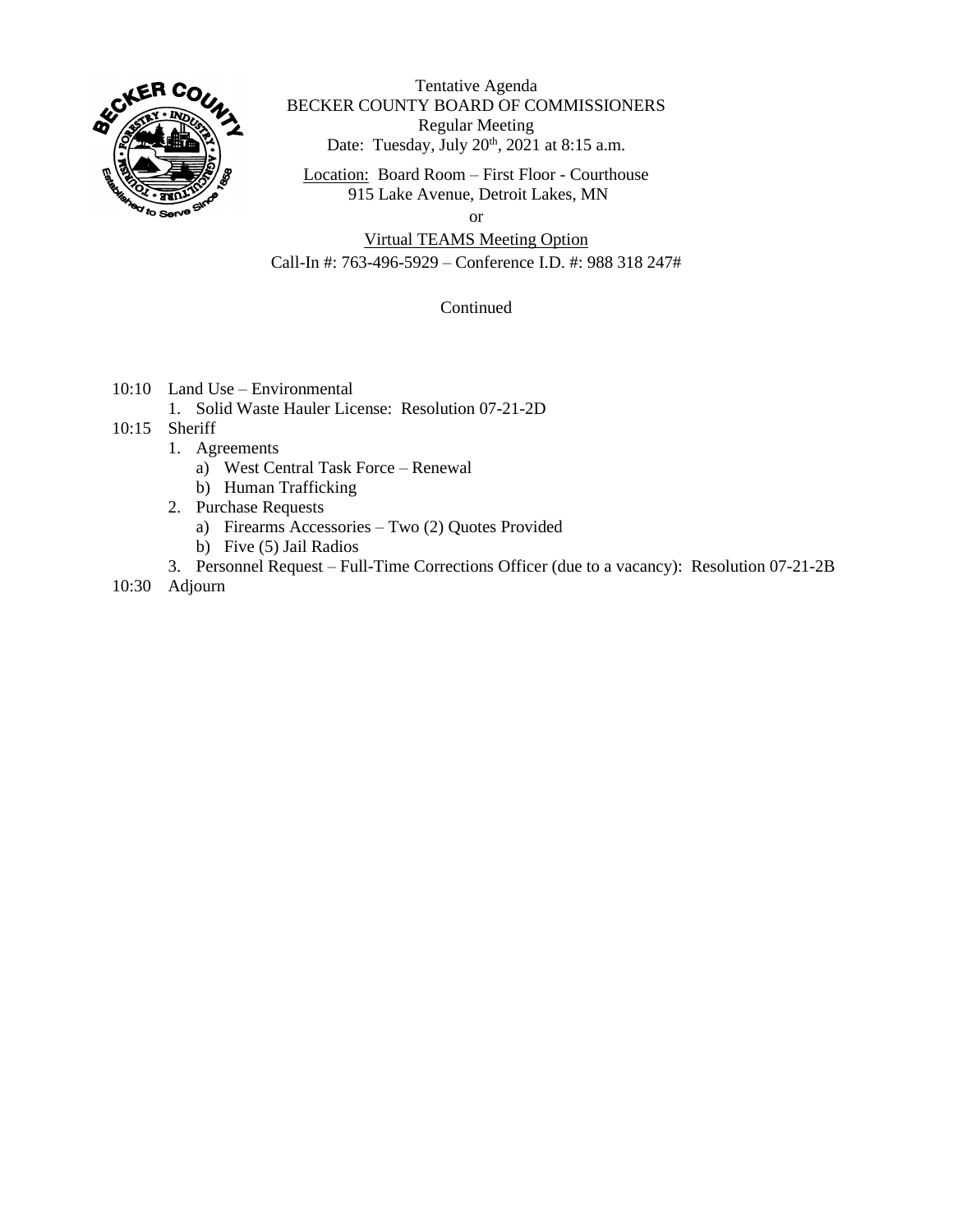Tentative Agenda
BECKER COUNTY BOARD OF COMMISSIONERS
Regular Meeting
Date: Tuesday, July 20th, 2021 at 8:15 a.m.

Location: Board Room – First Floor - Courthouse
915 Lake Avenue, Detroit Lakes, MN
or
Virtual TEAMS Meeting Option
Call-In #: 763-496-5929 – Conference I.D. #: 988 318 247#

Continued

10:10 Land Use – Environmental
1. Solid Waste Hauler License: Resolution 07-21-2D

10:15 Sheriff
1. Agreements
   a) West Central Task Force – Renewal
   b) Human Trafficking
2. Purchase Requests
   a) Firearms Accessories – Two (2) Quotes Provided
   b) Five (5) Jail Radios
3. Personnel Request – Full-Time Corrections Officer (due to a vacancy): Resolution 07-21-2B

10:30 Adjourn